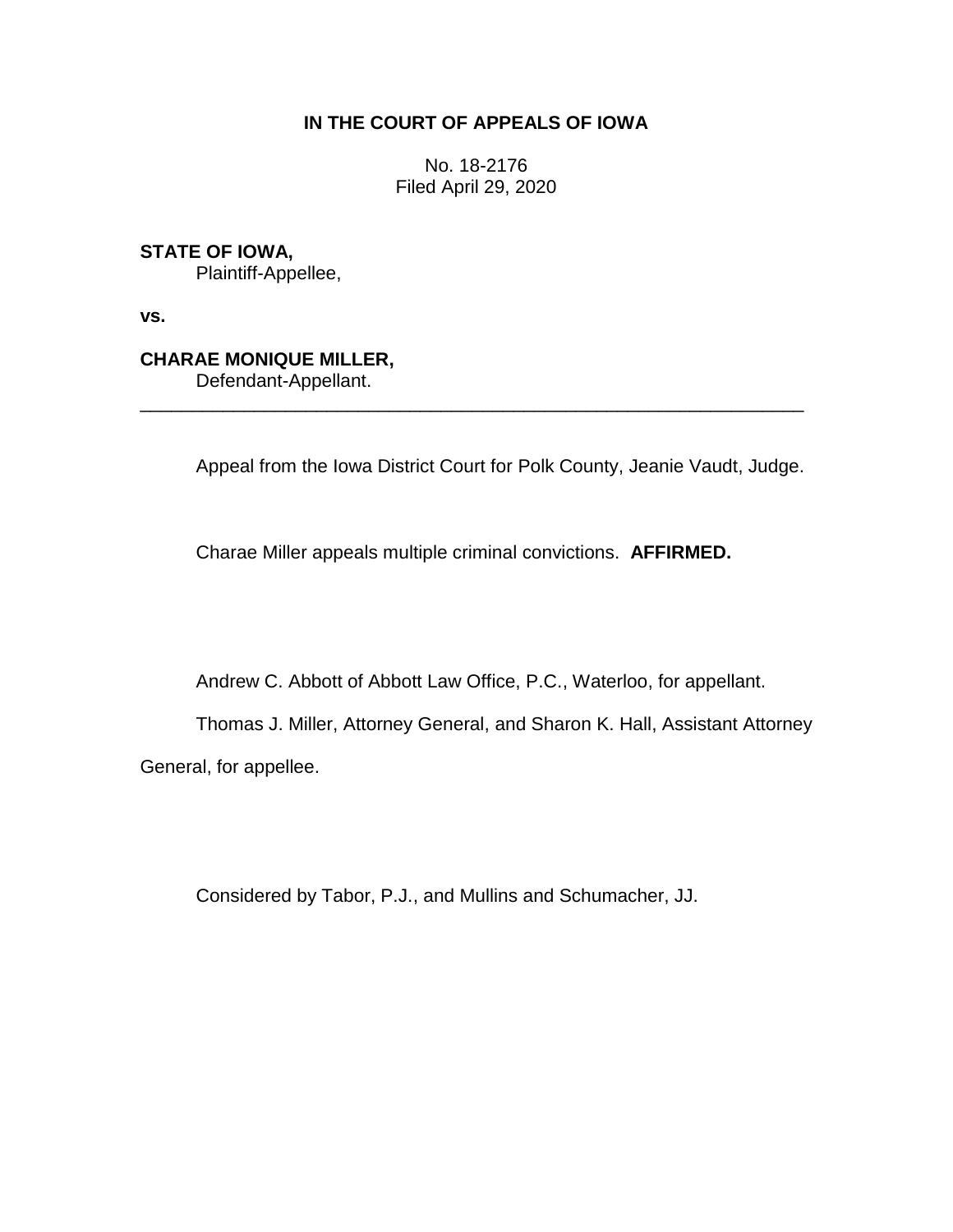**IN THE COURT OF APPEALS OF IOWA**

No. 18-2176
Filed April 29, 2020

**STATE OF IOWA,**
Plaintiff-Appellee,

**vs.**

**CHARAE MONIQUE MILLER,**
Defendant-Appellant.

---

Appeal from the Iowa District Court for Polk County, Jeanie Vaudt, Judge.

Charae Miller appeals multiple criminal convictions. **AFFIRMED.**

Andrew C. Abbott of Abbott Law Office, P.C., Waterloo, for appellant.

Thomas J. Miller, Attorney General, and Sharon K. Hall, Assistant Attorney General, for appellee.

Considered by Tabor, P.J., and Mullins and Schumacher, JJ.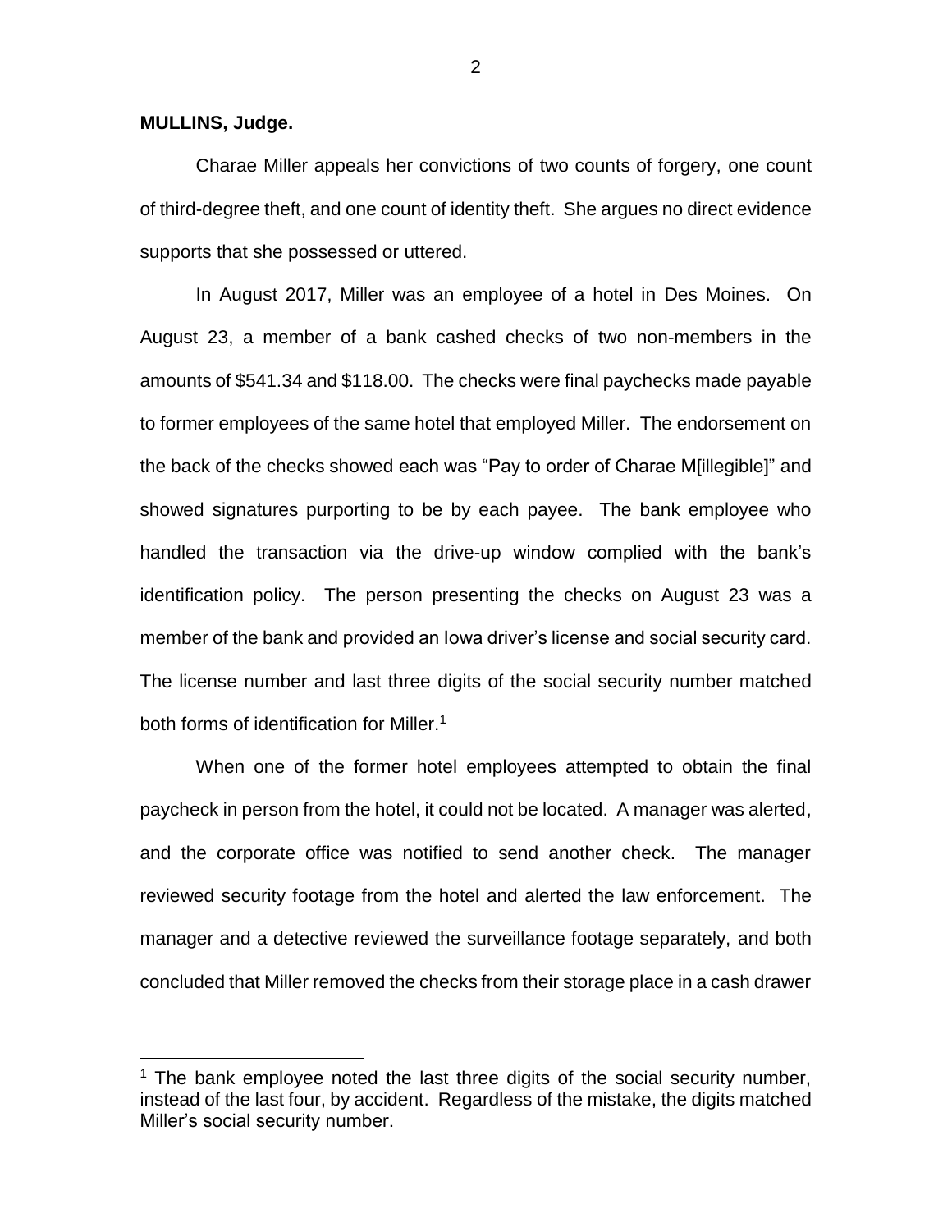**MULLINS, Judge.**

Charae Miller appeals her convictions of two counts of forgery, one count of third-degree theft, and one count of identity theft. She argues no direct evidence supports that she possessed or uttered.

In August 2017, Miller was an employee of a hotel in Des Moines. On August 23, a member of a bank cashed checks of two non-members in the amounts of $541.34 and $118.00. The checks were final paychecks made payable to former employees of the same hotel that employed Miller. The endorsement on the back of the checks showed each was "Pay to order of Charae M[illegible]" and showed signatures purporting to be by each payee. The bank employee who handled the transaction via the drive-up window complied with the bank's identification policy. The person presenting the checks on August 23 was a member of the bank and provided an Iowa driver's license and social security card. The license number and last three digits of the social security number matched both forms of identification for Miller.[1]

When one of the former hotel employees attempted to obtain the final paycheck in person from the hotel, it could not be located. A manager was alerted, and the corporate office was notified to send another check. The manager reviewed security footage from the hotel and alerted the law enforcement. The manager and a detective reviewed the surveillance footage separately, and both concluded that Miller removed the checks from their storage place in a cash drawer

[1] The bank employee noted the last three digits of the social security number, instead of the last four, by accident. Regardless of the mistake, the digits matched Miller's social security number.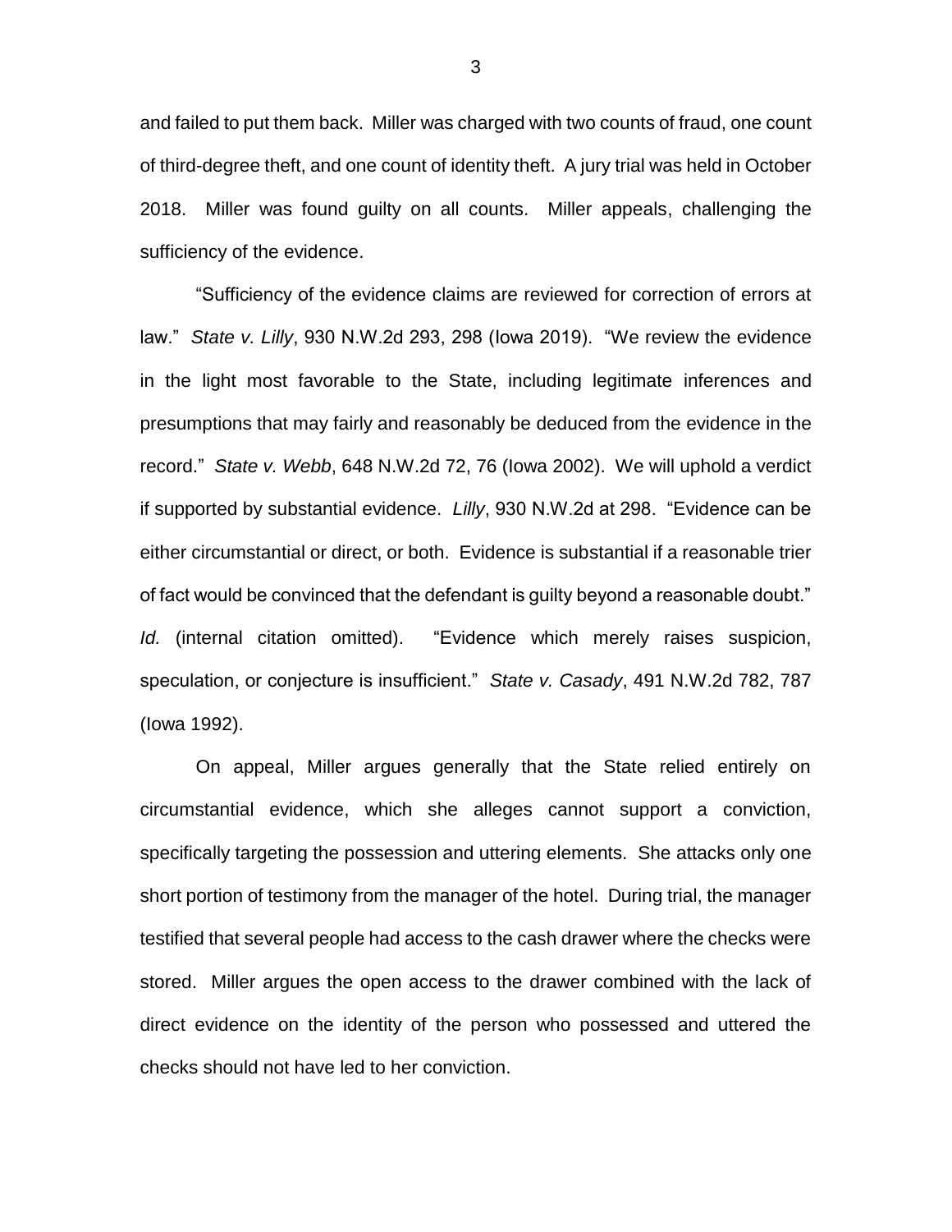and failed to put them back. Miller was charged with two counts of fraud, one count of third-degree theft, and one count of identity theft. A jury trial was held in October 2018. Miller was found guilty on all counts. Miller appeals, challenging the sufficiency of the evidence.

"Sufficiency of the evidence claims are reviewed for correction of errors at law." *State v. Lilly*, 930 N.W.2d 293, 298 (Iowa 2019). "We review the evidence in the light most favorable to the State, including legitimate inferences and presumptions that may fairly and reasonably be deduced from the evidence in the record." *State v. Webb*, 648 N.W.2d 72, 76 (Iowa 2002). We will uphold a verdict if supported by substantial evidence. *Lilly*, 930 N.W.2d at 298. "Evidence can be either circumstantial or direct, or both. Evidence is substantial if a reasonable trier of fact would be convinced that the defendant is guilty beyond a reasonable doubt." *Id.* (internal citation omitted). "Evidence which merely raises suspicion, speculation, or conjecture is insufficient." *State v. Casady*, 491 N.W.2d 782, 787 (Iowa 1992).

On appeal, Miller argues generally that the State relied entirely on circumstantial evidence, which she alleges cannot support a conviction, specifically targeting the possession and uttering elements. She attacks only one short portion of testimony from the manager of the hotel. During trial, the manager testified that several people had access to the cash drawer where the checks were stored. Miller argues the open access to the drawer combined with the lack of direct evidence on the identity of the person who possessed and uttered the checks should not have led to her conviction.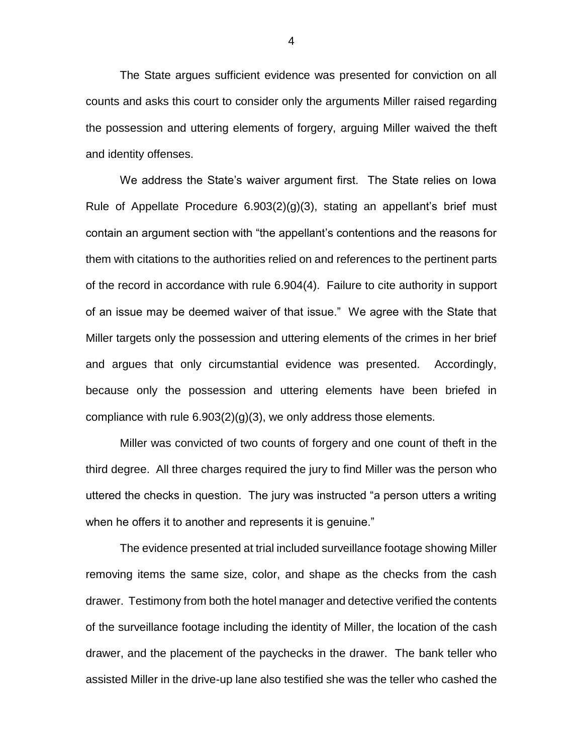The State argues sufficient evidence was presented for conviction on all counts and asks this court to consider only the arguments Miller raised regarding the possession and uttering elements of forgery, arguing Miller waived the theft and identity offenses.

We address the State's waiver argument first. The State relies on Iowa Rule of Appellate Procedure 6.903(2)(g)(3), stating an appellant's brief must contain an argument section with "the appellant's contentions and the reasons for them with citations to the authorities relied on and references to the pertinent parts of the record in accordance with rule 6.904(4). Failure to cite authority in support of an issue may be deemed waiver of that issue." We agree with the State that Miller targets only the possession and uttering elements of the crimes in her brief and argues that only circumstantial evidence was presented. Accordingly, because only the possession and uttering elements have been briefed in compliance with rule 6.903(2)(g)(3), we only address those elements.

Miller was convicted of two counts of forgery and one count of theft in the third degree. All three charges required the jury to find Miller was the person who uttered the checks in question. The jury was instructed "a person utters a writing when he offers it to another and represents it is genuine."

The evidence presented at trial included surveillance footage showing Miller removing items the same size, color, and shape as the checks from the cash drawer. Testimony from both the hotel manager and detective verified the contents of the surveillance footage including the identity of Miller, the location of the cash drawer, and the placement of the paychecks in the drawer. The bank teller who assisted Miller in the drive-up lane also testified she was the teller who cashed the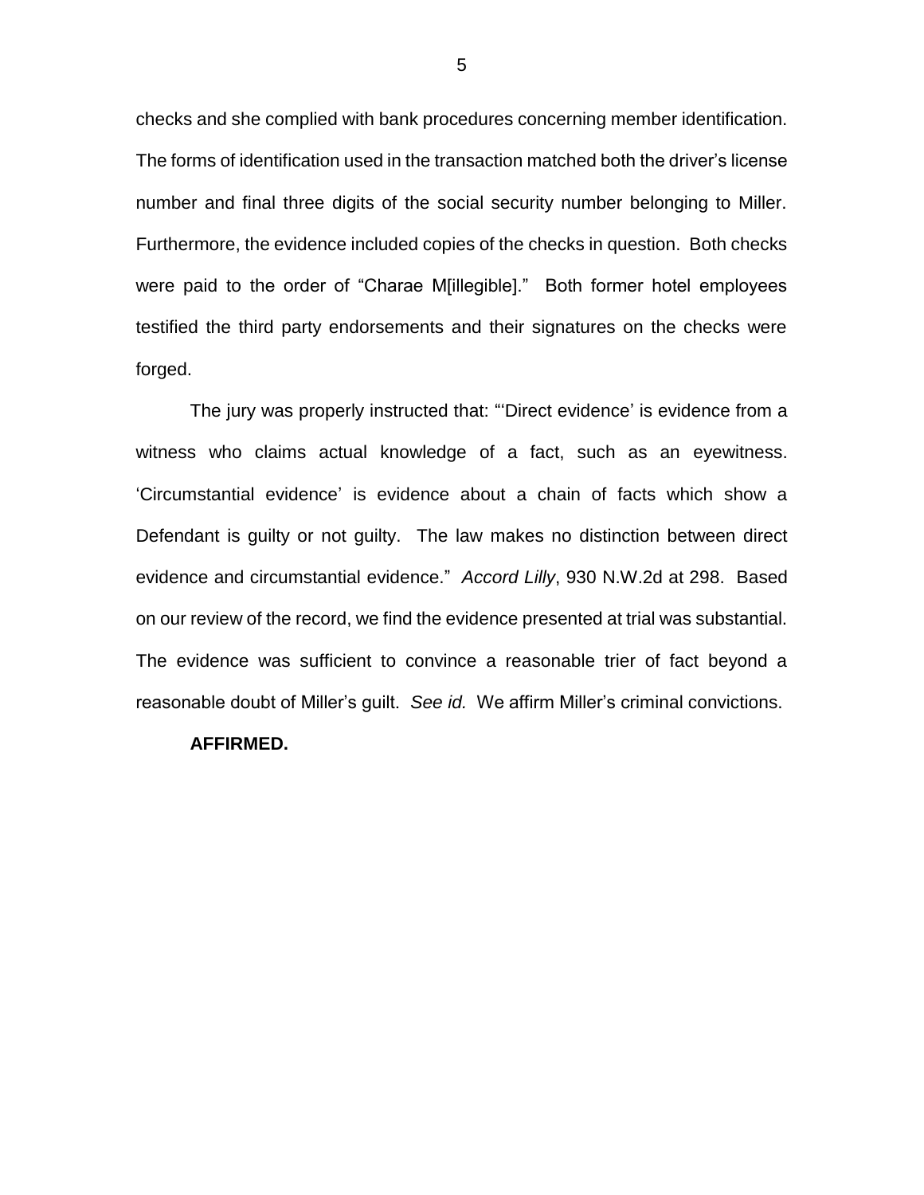checks and she complied with bank procedures concerning member identification. The forms of identification used in the transaction matched both the driver's license number and final three digits of the social security number belonging to Miller. Furthermore, the evidence included copies of the checks in question. Both checks were paid to the order of "Charae M[illegible]." Both former hotel employees testified the third party endorsements and their signatures on the checks were forged.

The jury was properly instructed that: "'Direct evidence' is evidence from a witness who claims actual knowledge of a fact, such as an eyewitness. 'Circumstantial evidence' is evidence about a chain of facts which show a Defendant is guilty or not guilty. The law makes no distinction between direct evidence and circumstantial evidence." *Accord Lilly*, 930 N.W.2d at 298. Based on our review of the record, we find the evidence presented at trial was substantial. The evidence was sufficient to convince a reasonable trier of fact beyond a reasonable doubt of Miller's guilt. *See id.* We affirm Miller's criminal convictions.

**AFFIRMED.**